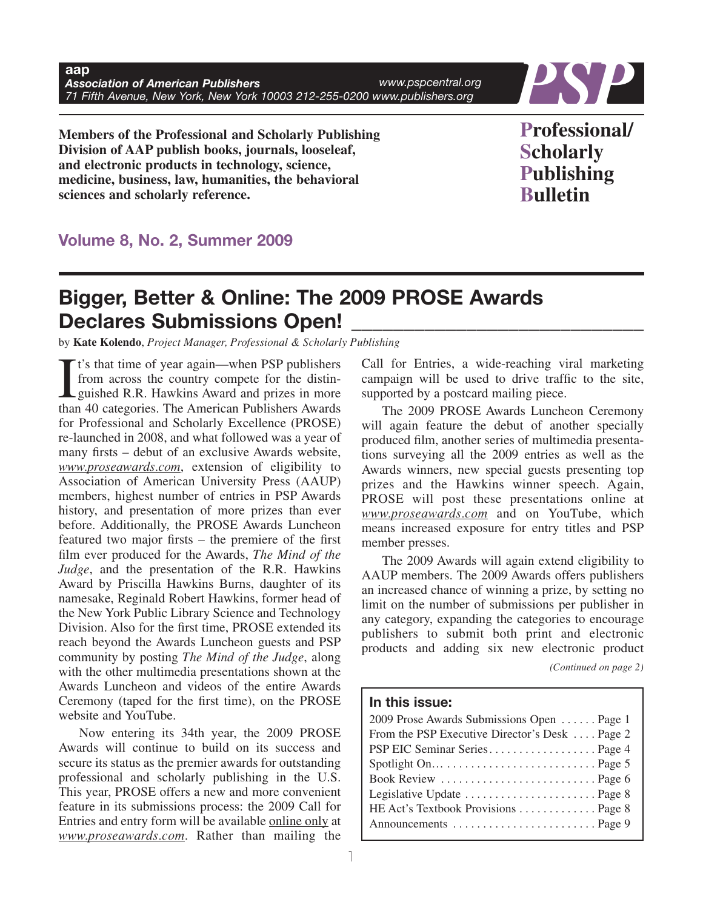**aap**
*Association of American Publishers*
*71 Fifth Avenue, New York, New York 10003 212-255-0200 www.publishers.org*
*www.pspcentral.org*

**PSP**

**Members of the Professional and Scholarly Publishing Division of AAP publish books, journals, looseleaf, and electronic products in technology, science, medicine, business, law, humanities, the behavioral sciences and scholarly reference.**

**Professional/ Scholarly Publishing Bulletin**

**Volume 8, No. 2, Summer 2009**

# Bigger, Better & Online: The 2009 PROSE Awards Declares Submissions Open!

by **Kate Kolendo**, *Project Manager, Professional & Scholarly Publishing*

It's that time of year again—when PSP publishers from across the country compete for the distinguished R.R. Hawkins Award and prizes in more than 40 categories. The American Publishers Awards for Professional and Scholarly Excellence (PROSE) re-launched in 2008, and what followed was a year of many firsts – debut of an exclusive Awards website, *www.proseawards.com*, extension of eligibility to Association of American University Press (AAUP) members, highest number of entries in PSP Awards history, and presentation of more prizes than ever before. Additionally, the PROSE Awards Luncheon featured two major firsts – the premiere of the first film ever produced for the Awards, *The Mind of the Judge*, and the presentation of the R.R. Hawkins Award by Priscilla Hawkins Burns, daughter of its namesake, Reginald Robert Hawkins, former head of the New York Public Library Science and Technology Division. Also for the first time, PROSE extended its reach beyond the Awards Luncheon guests and PSP community by posting *The Mind of the Judge*, along with the other multimedia presentations shown at the Awards Luncheon and videos of the entire Awards Ceremony (taped for the first time), on the PROSE website and YouTube.

Now entering its 34th year, the 2009 PROSE Awards will continue to build on its success and secure its status as the premier awards for outstanding professional and scholarly publishing in the U.S. This year, PROSE offers a new and more convenient feature in its submissions process: the 2009 Call for Entries and entry form will be available online only at *www.proseawards.com*. Rather than mailing the Call for Entries, a wide-reaching viral marketing campaign will be used to drive traffic to the site, supported by a postcard mailing piece.

The 2009 PROSE Awards Luncheon Ceremony will again feature the debut of another specially produced film, another series of multimedia presentations surveying all the 2009 entries as well as the Awards winners, new special guests presenting top prizes and the Hawkins winner speech. Again, PROSE will post these presentations online at *www.proseawards.com* and on YouTube, which means increased exposure for entry titles and PSP member presses.

The 2009 Awards will again extend eligibility to AAUP members. The 2009 Awards offers publishers an increased chance of winning a prize, by setting no limit on the number of submissions per publisher in any category, expanding the categories to encourage publishers to submit both print and electronic products and adding six new electronic product

*(Continued on page 2)*

**In this issue:**

- 2009 Prose Awards Submissions Open . . . . . . Page 1
- From the PSP Executive Director's Desk . . . . Page 2
- PSP EIC Seminar Series . . . . . . . . . . . . . . . . . . Page 4
- Spotlight On… . . . . . . . . . . . . . . . . . . . . . . . . . . Page 5
- Book Review . . . . . . . . . . . . . . . . . . . . . . . . . . Page 6
- Legislative Update . . . . . . . . . . . . . . . . . . . . . . Page 8
- HE Act's Textbook Provisions . . . . . . . . . . . . . Page 8
- Announcements . . . . . . . . . . . . . . . . . . . . . . . . Page 9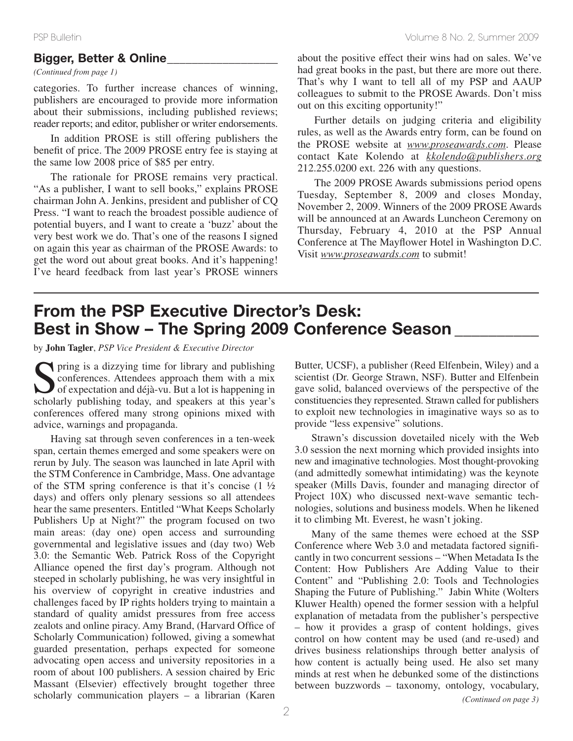## Bigger, Better & Online

*(Continued from page 1)*

categories. To further increase chances of winning, publishers are encouraged to provide more information about their submissions, including published reviews; reader reports; and editor, publisher or writer endorsements.

In addition PROSE is still offering publishers the benefit of price. The 2009 PROSE entry fee is staying at the same low 2008 price of $85 per entry.

The rationale for PROSE remains very practical. "As a publisher, I want to sell books," explains PROSE chairman John A. Jenkins, president and publisher of CQ Press. "I want to reach the broadest possible audience of potential buyers, and I want to create a 'buzz' about the very best work we do. That's one of the reasons I signed on again this year as chairman of the PROSE Awards: to get the word out about great books. And it's happening! I've heard feedback from last year's PROSE winners about the positive effect their wins had on sales. We've had great books in the past, but there are more out there. That's why I want to tell all of my PSP and AAUP colleagues to submit to the PROSE Awards. Don't miss out on this exciting opportunity!"

Further details on judging criteria and eligibility rules, as well as the Awards entry form, can be found on the PROSE website at *www.proseawards.com*. Please contact Kate Kolendo at *kkolendo@publishers.org* 212.255.0200 ext. 226 with any questions.

The 2009 PROSE Awards submissions period opens Tuesday, September 8, 2009 and closes Monday, November 2, 2009. Winners of the 2009 PROSE Awards will be announced at an Awards Luncheon Ceremony on Thursday, February 4, 2010 at the PSP Annual Conference at The Mayflower Hotel in Washington D.C. Visit *www.proseawards.com* to submit!

## From the PSP Executive Director's Desk: Best in Show – The Spring 2009 Conference Season

by **John Tagler**, *PSP Vice President & Executive Director*

Spring is a dizzying time for library and publishing conferences. Attendees approach them with a mix of expectation and déjà-vu. But a lot is happening in scholarly publishing today, and speakers at this year's conferences offered many strong opinions mixed with advice, warnings and propaganda.

Having sat through seven conferences in a ten-week span, certain themes emerged and some speakers were on rerun by July. The season was launched in late April with the STM Conference in Cambridge, Mass. One advantage of the STM spring conference is that it's concise (1 ½ days) and offers only plenary sessions so all attendees hear the same presenters. Entitled "What Keeps Scholarly Publishers Up at Night?" the program focused on two main areas: (day one) open access and surrounding governmental and legislative issues and (day two) Web 3.0: the Semantic Web. Patrick Ross of the Copyright Alliance opened the first day's program. Although not steeped in scholarly publishing, he was very insightful in his overview of copyright in creative industries and challenges faced by IP rights holders trying to maintain a standard of quality amidst pressures from free access zealots and online piracy. Amy Brand, (Harvard Office of Scholarly Communication) followed, giving a somewhat guarded presentation, perhaps expected for someone advocating open access and university repositories in a room of about 100 publishers. A session chaired by Eric Massant (Elsevier) effectively brought together three scholarly communication players – a librarian (Karen Butter, UCSF), a publisher (Reed Elfenbein, Wiley) and a scientist (Dr. George Strawn, NSF). Butter and Elfenbein gave solid, balanced overviews of the perspective of the constituencies they represented. Strawn called for publishers to exploit new technologies in imaginative ways so as to provide "less expensive" solutions.

Strawn's discussion dovetailed nicely with the Web 3.0 session the next morning which provided insights into new and imaginative technologies. Most thought-provoking (and admittedly somewhat intimidating) was the keynote speaker (Mills Davis, founder and managing director of Project 10X) who discussed next-wave semantic technologies, solutions and business models. When he likened it to climbing Mt. Everest, he wasn't joking.

Many of the same themes were echoed at the SSP Conference where Web 3.0 and metadata factored significantly in two concurrent sessions – "When Metadata Is the Content: How Publishers Are Adding Value to their Content" and "Publishing 2.0: Tools and Technologies Shaping the Future of Publishing." Jabin White (Wolters Kluwer Health) opened the former session with a helpful explanation of metadata from the publisher's perspective – how it provides a grasp of content holdings, gives control on how content may be used (and re-used) and drives business relationships through better analysis of how content is actually being used. He also set many minds at rest when he debunked some of the distinctions between buzzwords – taxonomy, ontology, vocabulary,

*(Continued on page 3)*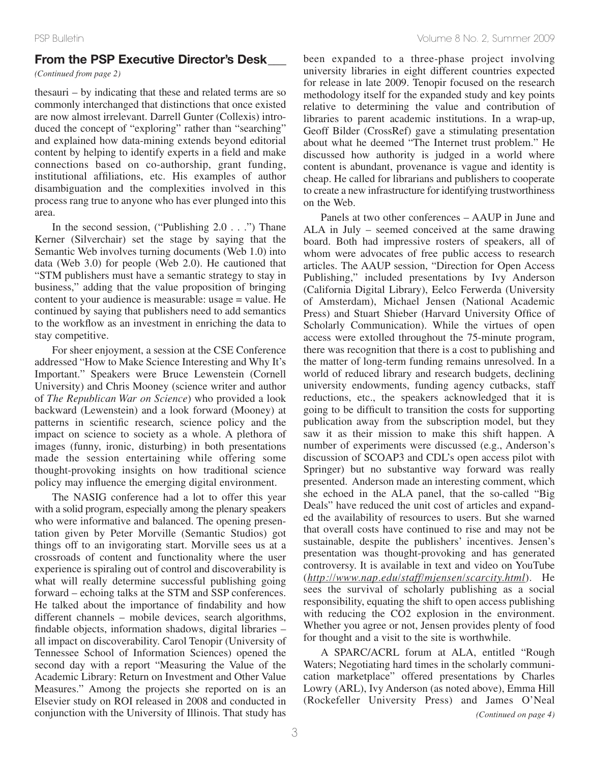## From the PSP Executive Director's Desk

*(Continued from page 2)*

thesauri – by indicating that these and related terms are so commonly interchanged that distinctions that once existed are now almost irrelevant. Darrell Gunter (Collexis) introduced the concept of "exploring" rather than "searching" and explained how data-mining extends beyond editorial content by helping to identify experts in a field and make connections based on co-authorship, grant funding, institutional affiliations, etc. His examples of author disambiguation and the complexities involved in this process rang true to anyone who has ever plunged into this area.

In the second session, ("Publishing 2.0 . . .") Thane Kerner (Silverchair) set the stage by saying that the Semantic Web involves turning documents (Web 1.0) into data (Web 3.0) for people (Web 2.0). He cautioned that "STM publishers must have a semantic strategy to stay in business," adding that the value proposition of bringing content to your audience is measurable: usage = value. He continued by saying that publishers need to add semantics to the workflow as an investment in enriching the data to stay competitive.

For sheer enjoyment, a session at the CSE Conference addressed "How to Make Science Interesting and Why It's Important." Speakers were Bruce Lewenstein (Cornell University) and Chris Mooney (science writer and author of *The Republican War on Science*) who provided a look backward (Lewenstein) and a look forward (Mooney) at patterns in scientific research, science policy and the impact on science to society as a whole. A plethora of images (funny, ironic, disturbing) in both presentations made the session entertaining while offering some thought-provoking insights on how traditional science policy may influence the emerging digital environment.

The NASIG conference had a lot to offer this year with a solid program, especially among the plenary speakers who were informative and balanced. The opening presentation given by Peter Morville (Semantic Studios) got things off to an invigorating start. Morville sees us at a crossroads of content and functionality where the user experience is spiraling out of control and discoverability is what will really determine successful publishing going forward – echoing talks at the STM and SSP conferences. He talked about the importance of findability and how different channels – mobile devices, search algorithms, findable objects, information shadows, digital libraries – all impact on discoverability. Carol Tenopir (University of Tennessee School of Information Sciences) opened the second day with a report "Measuring the Value of the Academic Library: Return on Investment and Other Value Measures." Among the projects she reported on is an Elsevier study on ROI released in 2008 and conducted in conjunction with the University of Illinois. That study has been expanded to a three-phase project involving university libraries in eight different countries expected for release in late 2009. Tenopir focused on the research methodology itself for the expanded study and key points relative to determining the value and contribution of libraries to parent academic institutions. In a wrap-up, Geoff Bilder (CrossRef) gave a stimulating presentation about what he deemed "The Internet trust problem." He discussed how authority is judged in a world where content is abundant, provenance is vague and identity is cheap. He called for librarians and publishers to cooperate to create a new infrastructure for identifying trustworthiness on the Web.

Panels at two other conferences – AAUP in June and ALA in July – seemed conceived at the same drawing board. Both had impressive rosters of speakers, all of whom were advocates of free public access to research articles. The AAUP session, "Direction for Open Access Publishing," included presentations by Ivy Anderson (California Digital Library), Eelco Ferwerda (University of Amsterdam), Michael Jensen (National Academic Press) and Stuart Shieber (Harvard University Office of Scholarly Communication). While the virtues of open access were extolled throughout the 75-minute program, there was recognition that there is a cost to publishing and the matter of long-term funding remains unresolved. In a world of reduced library and research budgets, declining university endowments, funding agency cutbacks, staff reductions, etc., the speakers acknowledged that it is going to be difficult to transition the costs for supporting publication away from the subscription model, but they saw it as their mission to make this shift happen. A number of experiments were discussed (e.g., Anderson's discussion of SCOAP3 and CDL's open access pilot with Springer) but no substantive way forward was really presented. Anderson made an interesting comment, which she echoed in the ALA panel, that the so-called "Big Deals" have reduced the unit cost of articles and expanded the availability of resources to users. But she warned that overall costs have continued to rise and may not be sustainable, despite the publishers' incentives. Jensen's presentation was thought-provoking and has generated controversy. It is available in text and video on YouTube (*http://www.nap.edu/staff/mjensen/scarcity.html*). He sees the survival of scholarly publishing as a social responsibility, equating the shift to open access publishing with reducing the $CO_2$ explosion in the environment. Whether you agree or not, Jensen provides plenty of food for thought and a visit to the site is worthwhile.

A SPARC/ACRL forum at ALA, entitled "Rough Waters; Negotiating hard times in the scholarly communication marketplace" offered presentations by Charles Lowry (ARL), Ivy Anderson (as noted above), Emma Hill (Rockefeller University Press) and James O'Neal

*(Continued on page 4)*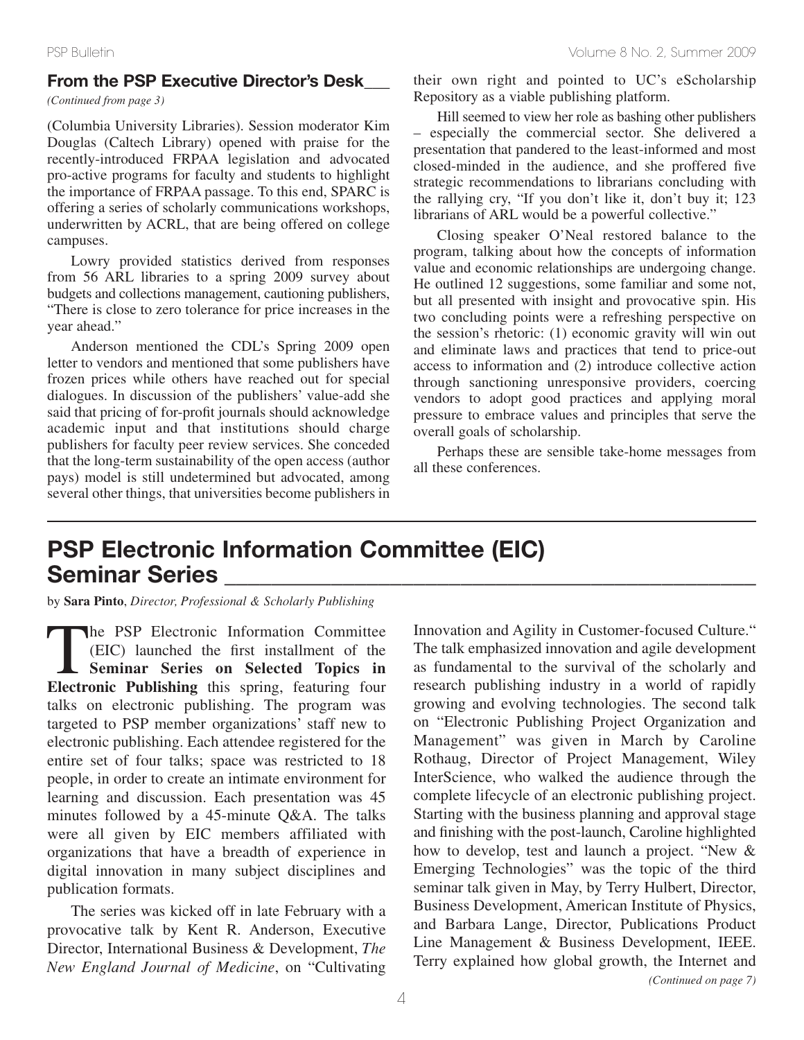## From the PSP Executive Director's Desk

*(Continued from page 3)*

(Columbia University Libraries). Session moderator Kim Douglas (Caltech Library) opened with praise for the recently-introduced FRPAA legislation and advocated pro-active programs for faculty and students to highlight the importance of FRPAA passage. To this end, SPARC is offering a series of scholarly communications workshops, underwritten by ACRL, that are being offered on college campuses.

Lowry provided statistics derived from responses from 56 ARL libraries to a spring 2009 survey about budgets and collections management, cautioning publishers, "There is close to zero tolerance for price increases in the year ahead."

Anderson mentioned the CDL's Spring 2009 open letter to vendors and mentioned that some publishers have frozen prices while others have reached out for special dialogues. In discussion of the publishers' value-add she said that pricing of for-profit journals should acknowledge academic input and that institutions should charge publishers for faculty peer review services. She conceded that the long-term sustainability of the open access (author pays) model is still undetermined but advocated, among several other things, that universities become publishers in their own right and pointed to UC's eScholarship Repository as a viable publishing platform.

Hill seemed to view her role as bashing other publishers – especially the commercial sector. She delivered a presentation that pandered to the least-informed and most closed-minded in the audience, and she proffered five strategic recommendations to librarians concluding with the rallying cry, "If you don't like it, don't buy it; 123 librarians of ARL would be a powerful collective."

Closing speaker O'Neal restored balance to the program, talking about how the concepts of information value and economic relationships are undergoing change. He outlined 12 suggestions, some familiar and some not, but all presented with insight and provocative spin. His two concluding points were a refreshing perspective on the session's rhetoric: (1) economic gravity will win out and eliminate laws and practices that tend to price-out access to information and (2) introduce collective action through sanctioning unresponsive providers, coercing vendors to adopt good practices and applying moral pressure to embrace values and principles that serve the overall goals of scholarship.

Perhaps these are sensible take-home messages from all these conferences.

## PSP Electronic Information Committee (EIC) Seminar Series

by **Sara Pinto**, *Director, Professional & Scholarly Publishing*

The PSP Electronic Information Committee (EIC) launched the first installment of the **Seminar Series on Selected Topics in Electronic Publishing** this spring, featuring four talks on electronic publishing. The program was targeted to PSP member organizations' staff new to electronic publishing. Each attendee registered for the entire set of four talks; space was restricted to 18 people, in order to create an intimate environment for learning and discussion. Each presentation was 45 minutes followed by a 45-minute Q&A. The talks were all given by EIC members affiliated with organizations that have a breadth of experience in digital innovation in many subject disciplines and publication formats.

The series was kicked off in late February with a provocative talk by Kent R. Anderson, Executive Director, International Business & Development, *The New England Journal of Medicine*, on "Cultivating Innovation and Agility in Customer-focused Culture." The talk emphasized innovation and agile development as fundamental to the survival of the scholarly and research publishing industry in a world of rapidly growing and evolving technologies. The second talk on "Electronic Publishing Project Organization and Management" was given in March by Caroline Rothaug, Director of Project Management, Wiley InterScience, who walked the audience through the complete lifecycle of an electronic publishing project. Starting with the business planning and approval stage and finishing with the post-launch, Caroline highlighted how to develop, test and launch a project. "New & Emerging Technologies" was the topic of the third seminar talk given in May, by Terry Hulbert, Director, Business Development, American Institute of Physics, and Barbara Lange, Director, Publications Product Line Management & Business Development, IEEE. Terry explained how global growth, the Internet and

*(Continued on page 7)*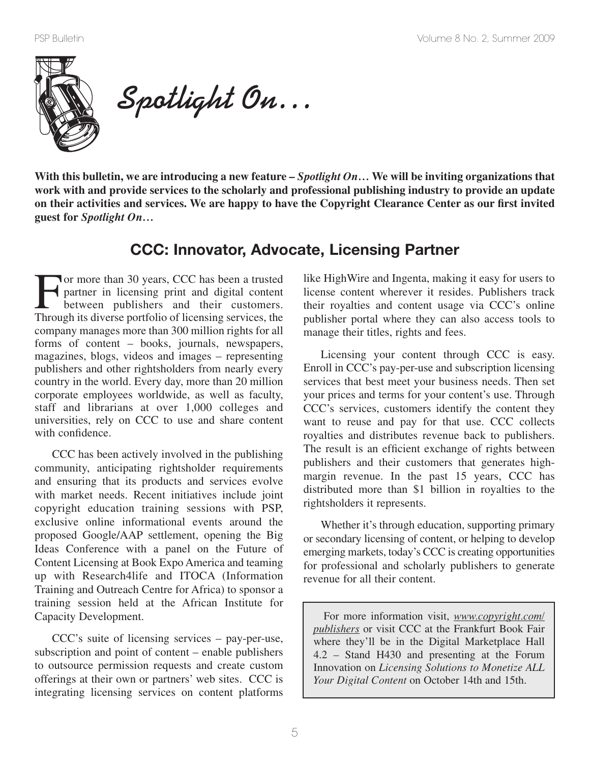# *Spotlight On…*

**With this bulletin, we are introducing a new feature – *Spotlight On…* We will be inviting organizations that work with and provide services to the scholarly and professional publishing industry to provide an update on their activities and services. We are happy to have the Copyright Clearance Center as our first invited guest for *Spotlight On…***

## CCC: Innovator, Advocate, Licensing Partner

For more than 30 years, CCC has been a trusted partner in licensing print and digital content between publishers and their customers. Through its diverse portfolio of licensing services, the company manages more than 300 million rights for all forms of content – books, journals, newspapers, magazines, blogs, videos and images – representing publishers and other rightsholders from nearly every country in the world. Every day, more than 20 million corporate employees worldwide, as well as faculty, staff and librarians at over 1,000 colleges and universities, rely on CCC to use and share content with confidence.

CCC has been actively involved in the publishing community, anticipating rightsholder requirements and ensuring that its products and services evolve with market needs. Recent initiatives include joint copyright education training sessions with PSP, exclusive online informational events around the proposed Google/AAP settlement, opening the Big Ideas Conference with a panel on the Future of Content Licensing at Book Expo America and teaming up with Research4life and ITOCA (Information Training and Outreach Centre for Africa) to sponsor a training session held at the African Institute for Capacity Development.

CCC's suite of licensing services – pay-per-use, subscription and point of content – enable publishers to outsource permission requests and create custom offerings at their own or partners' web sites. CCC is integrating licensing services on content platforms like HighWire and Ingenta, making it easy for users to license content wherever it resides. Publishers track their royalties and content usage via CCC's online publisher portal where they can also access tools to manage their titles, rights and fees.

Licensing your content through CCC is easy. Enroll in CCC's pay-per-use and subscription licensing services that best meet your business needs. Then set your prices and terms for your content's use. Through CCC's services, customers identify the content they want to reuse and pay for that use. CCC collects royalties and distributes revenue back to publishers. The result is an efficient exchange of rights between publishers and their customers that generates high-margin revenue. In the past 15 years, CCC has distributed more than $1 billion in royalties to the rightsholders it represents.

Whether it's through education, supporting primary or secondary licensing of content, or helping to develop emerging markets, today's CCC is creating opportunities for professional and scholarly publishers to generate revenue for all their content.

For more information visit, *www.copyright.com/publishers* or visit CCC at the Frankfurt Book Fair where they'll be in the Digital Marketplace Hall 4.2 – Stand H430 and presenting at the Forum Innovation on *Licensing Solutions to Monetize ALL Your Digital Content* on October 14th and 15th.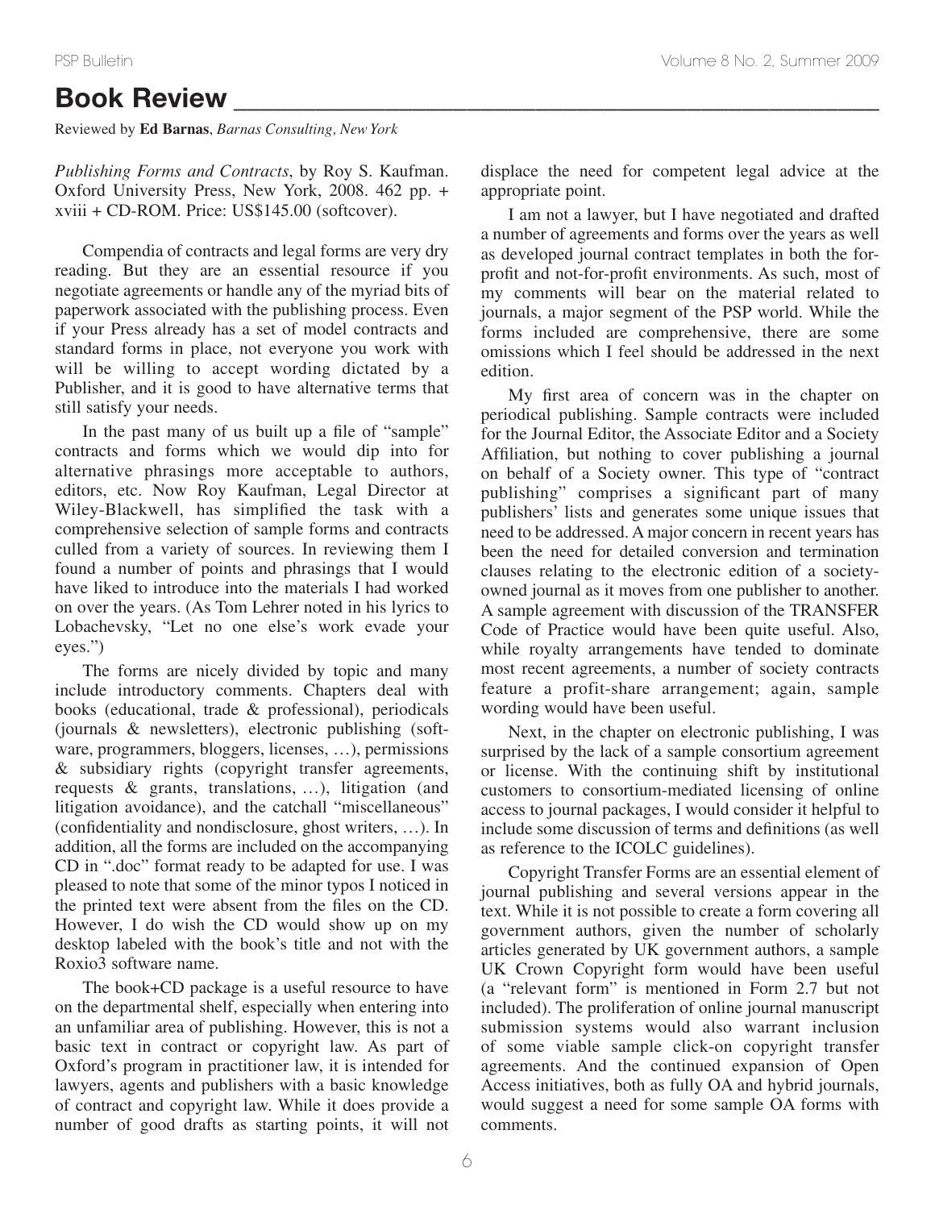# Book Review

Reviewed by **Ed Barnas**, *Barnas Consulting, New York*

*Publishing Forms and Contracts*, by Roy S. Kaufman. Oxford University Press, New York, 2008. 462 pp. + xviii + CD-ROM. Price: US$145.00 (softcover).

Compendia of contracts and legal forms are very dry reading. But they are an essential resource if you negotiate agreements or handle any of the myriad bits of paperwork associated with the publishing process. Even if your Press already has a set of model contracts and standard forms in place, not everyone you work with will be willing to accept wording dictated by a Publisher, and it is good to have alternative terms that still satisfy your needs.

In the past many of us built up a file of "sample" contracts and forms which we would dip into for alternative phrasings more acceptable to authors, editors, etc. Now Roy Kaufman, Legal Director at Wiley-Blackwell, has simplified the task with a comprehensive selection of sample forms and contracts culled from a variety of sources. In reviewing them I found a number of points and phrasings that I would have liked to introduce into the materials I had worked on over the years. (As Tom Lehrer noted in his lyrics to Lobachevsky, "Let no one else's work evade your eyes.")

The forms are nicely divided by topic and many include introductory comments. Chapters deal with books (educational, trade & professional), periodicals (journals & newsletters), electronic publishing (software, programmers, bloggers, licenses, …), permissions & subsidiary rights (copyright transfer agreements, requests & grants, translations, …), litigation (and litigation avoidance), and the catchall "miscellaneous" (confidentiality and nondisclosure, ghost writers, …). In addition, all the forms are included on the accompanying CD in ".doc" format ready to be adapted for use. I was pleased to note that some of the minor typos I noticed in the printed text were absent from the files on the CD. However, I do wish the CD would show up on my desktop labeled with the book's title and not with the Roxio3 software name.

The book+CD package is a useful resource to have on the departmental shelf, especially when entering into an unfamiliar area of publishing. However, this is not a basic text in contract or copyright law. As part of Oxford's program in practitioner law, it is intended for lawyers, agents and publishers with a basic knowledge of contract and copyright law. While it does provide a number of good drafts as starting points, it will not displace the need for competent legal advice at the appropriate point.

I am not a lawyer, but I have negotiated and drafted a number of agreements and forms over the years as well as developed journal contract templates in both the for-profit and not-for-profit environments. As such, most of my comments will bear on the material related to journals, a major segment of the PSP world. While the forms included are comprehensive, there are some omissions which I feel should be addressed in the next edition.

My first area of concern was in the chapter on periodical publishing. Sample contracts were included for the Journal Editor, the Associate Editor and a Society Affiliation, but nothing to cover publishing a journal on behalf of a Society owner. This type of "contract publishing" comprises a significant part of many publishers' lists and generates some unique issues that need to be addressed. A major concern in recent years has been the need for detailed conversion and termination clauses relating to the electronic edition of a society-owned journal as it moves from one publisher to another. A sample agreement with discussion of the TRANSFER Code of Practice would have been quite useful. Also, while royalty arrangements have tended to dominate most recent agreements, a number of society contracts feature a profit-share arrangement; again, sample wording would have been useful.

Next, in the chapter on electronic publishing, I was surprised by the lack of a sample consortium agreement or license. With the continuing shift by institutional customers to consortium-mediated licensing of online access to journal packages, I would consider it helpful to include some discussion of terms and definitions (as well as reference to the ICOLC guidelines).

Copyright Transfer Forms are an essential element of journal publishing and several versions appear in the text. While it is not possible to create a form covering all government authors, given the number of scholarly articles generated by UK government authors, a sample UK Crown Copyright form would have been useful (a "relevant form" is mentioned in Form 2.7 but not included). The proliferation of online journal manuscript submission systems would also warrant inclusion of some viable sample click-on copyright transfer agreements. And the continued expansion of Open Access initiatives, both as fully OA and hybrid journals, would suggest a need for some sample OA forms with comments.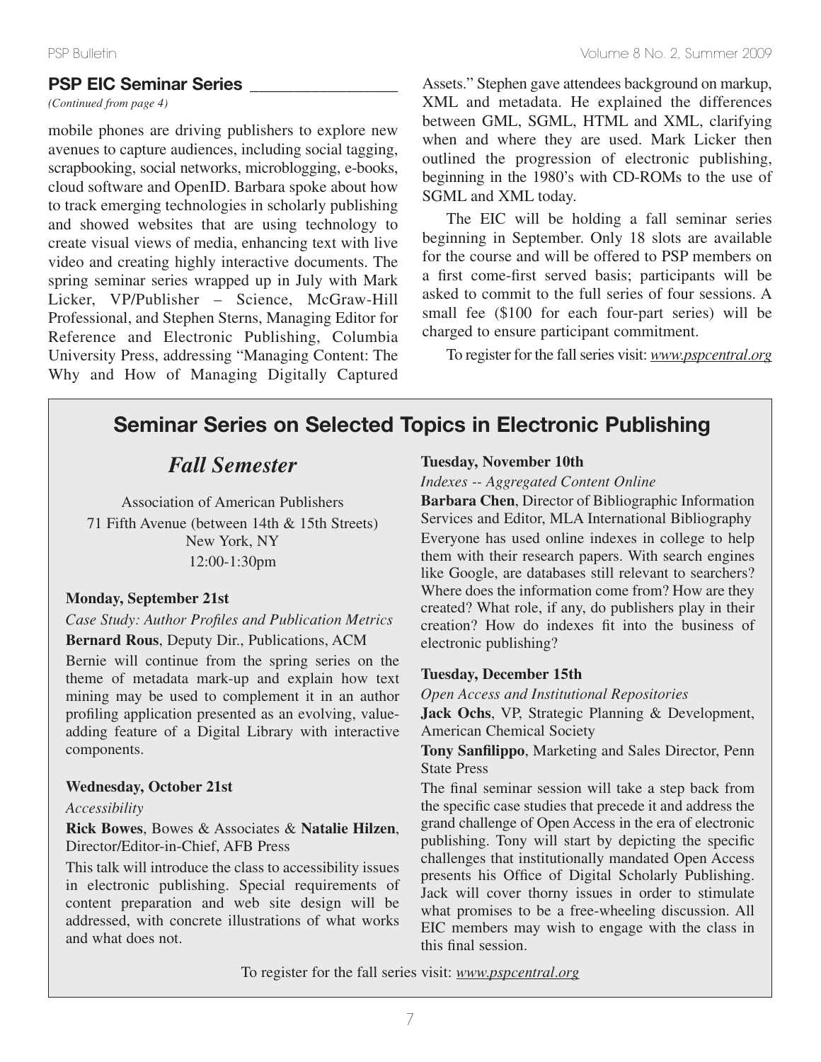## PSP EIC Seminar Series

*(Continued from page 4)*

mobile phones are driving publishers to explore new avenues to capture audiences, including social tagging, scrapbooking, social networks, microblogging, e-books, cloud software and OpenID. Barbara spoke about how to track emerging technologies in scholarly publishing and showed websites that are using technology to create visual views of media, enhancing text with live video and creating highly interactive documents. The spring seminar series wrapped up in July with Mark Licker, VP/Publisher – Science, McGraw-Hill Professional, and Stephen Sterns, Managing Editor for Reference and Electronic Publishing, Columbia University Press, addressing "Managing Content: The Why and How of Managing Digitally Captured Assets." Stephen gave attendees background on markup, XML and metadata. He explained the differences between GML, SGML, HTML and XML, clarifying when and where they are used. Mark Licker then outlined the progression of electronic publishing, beginning in the 1980's with CD-ROMs to the use of SGML and XML today.

The EIC will be holding a fall seminar series beginning in September. Only 18 slots are available for the course and will be offered to PSP members on a first come-first served basis; participants will be asked to commit to the full series of four sessions. A small fee ($100 for each four-part series) will be charged to ensure participant commitment.

To register for the fall series visit: *www.pspcentral.org*

## Seminar Series on Selected Topics in Electronic Publishing

### *Fall Semester*

Association of American Publishers
71 Fifth Avenue (between 14th & 15th Streets)
New York, NY
12:00-1:30pm

**Monday, September 21st**

*Case Study: Author Profiles and Publication Metrics*

**Bernard Rous**, Deputy Dir., Publications, ACM

Bernie will continue from the spring series on the theme of metadata mark-up and explain how text mining may be used to complement it in an author profiling application presented as an evolving, value-adding feature of a Digital Library with interactive components.

**Wednesday, October 21st**

*Accessibility*

**Rick Bowes**, Bowes & Associates & **Natalie Hilzen**, Director/Editor-in-Chief, AFB Press

This talk will introduce the class to accessibility issues in electronic publishing. Special requirements of content preparation and web site design will be addressed, with concrete illustrations of what works and what does not.

**Tuesday, November 10th**

*Indexes -- Aggregated Content Online*

**Barbara Chen**, Director of Bibliographic Information Services and Editor, MLA International Bibliography

Everyone has used online indexes in college to help them with their research papers. With search engines like Google, are databases still relevant to searchers? Where does the information come from? How are they created? What role, if any, do publishers play in their creation? How do indexes fit into the business of electronic publishing?

**Tuesday, December 15th**

*Open Access and Institutional Repositories*

**Jack Ochs**, VP, Strategic Planning & Development, American Chemical Society

**Tony Sanfilippo**, Marketing and Sales Director, Penn State Press

The final seminar session will take a step back from the specific case studies that precede it and address the grand challenge of Open Access in the era of electronic publishing. Tony will start by depicting the specific challenges that institutionally mandated Open Access presents his Office of Digital Scholarly Publishing. Jack will cover thorny issues in order to stimulate what promises to be a free-wheeling discussion. All EIC members may wish to engage with the class in this final session.

To register for the fall series visit: *www.pspcentral.org*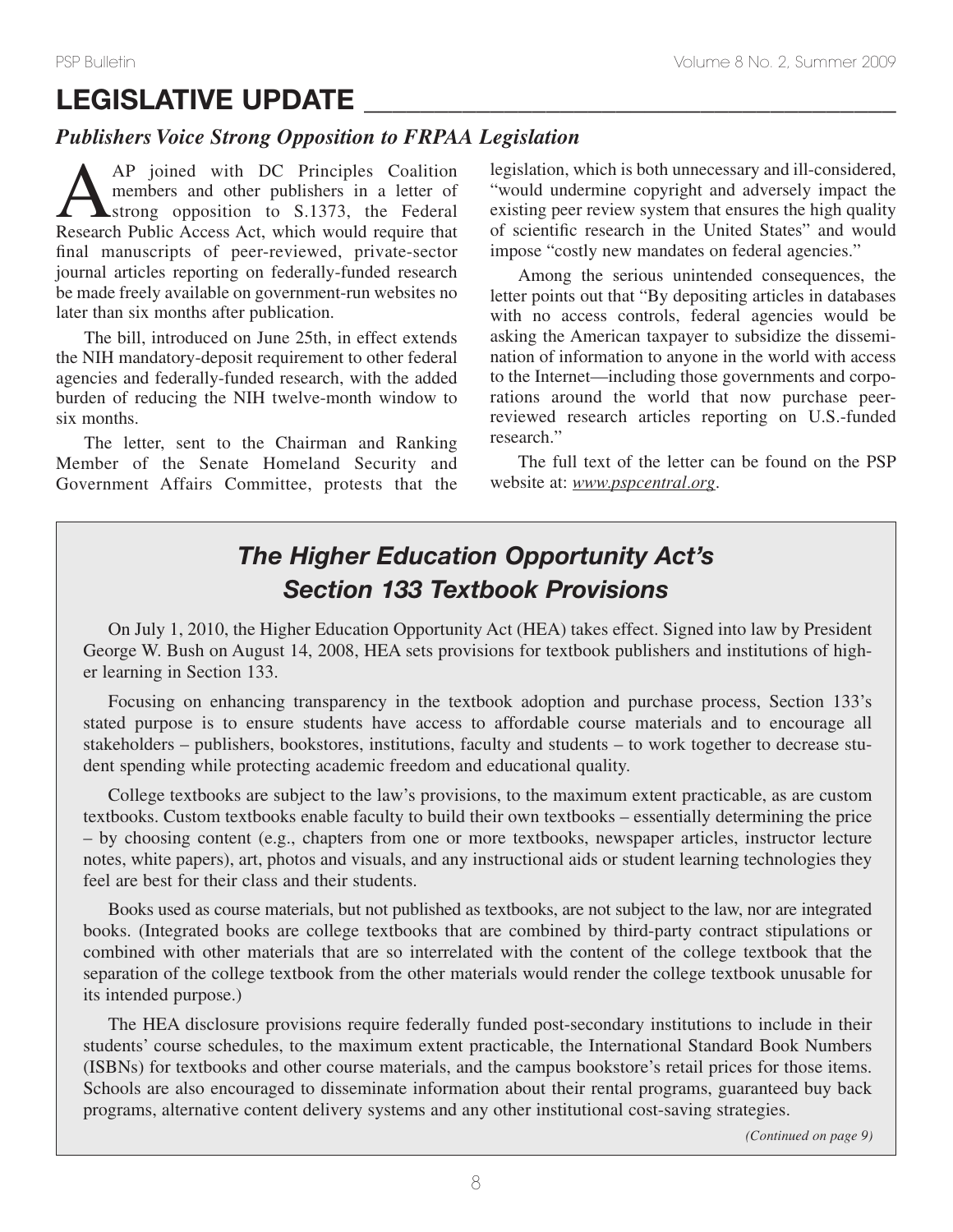# LEGISLATIVE UPDATE

### *Publishers Voice Strong Opposition to FRPAA Legislation*

AAP joined with DC Principles Coalition members and other publishers in a letter of strong opposition to S.1373, the Federal Research Public Access Act, which would require that final manuscripts of peer-reviewed, private-sector journal articles reporting on federally-funded research be made freely available on government-run websites no later than six months after publication.

The bill, introduced on June 25th, in effect extends the NIH mandatory-deposit requirement to other federal agencies and federally-funded research, with the added burden of reducing the NIH twelve-month window to six months.

The letter, sent to the Chairman and Ranking Member of the Senate Homeland Security and Government Affairs Committee, protests that the legislation, which is both unnecessary and ill-considered, "would undermine copyright and adversely impact the existing peer review system that ensures the high quality of scientific research in the United States" and would impose "costly new mandates on federal agencies."

Among the serious unintended consequences, the letter points out that "By depositing articles in databases with no access controls, federal agencies would be asking the American taxpayer to subsidize the dissemination of information to anyone in the world with access to the Internet—including those governments and corporations around the world that now purchase peer-reviewed research articles reporting on U.S.-funded research."

The full text of the letter can be found on the PSP website at: *www.pspcentral.org*.

## *The Higher Education Opportunity Act's Section 133 Textbook Provisions*

On July 1, 2010, the Higher Education Opportunity Act (HEA) takes effect. Signed into law by President George W. Bush on August 14, 2008, HEA sets provisions for textbook publishers and institutions of higher learning in Section 133.

Focusing on enhancing transparency in the textbook adoption and purchase process, Section 133's stated purpose is to ensure students have access to affordable course materials and to encourage all stakeholders – publishers, bookstores, institutions, faculty and students – to work together to decrease student spending while protecting academic freedom and educational quality.

College textbooks are subject to the law's provisions, to the maximum extent practicable, as are custom textbooks. Custom textbooks enable faculty to build their own textbooks – essentially determining the price – by choosing content (e.g., chapters from one or more textbooks, newspaper articles, instructor lecture notes, white papers), art, photos and visuals, and any instructional aids or student learning technologies they feel are best for their class and their students.

Books used as course materials, but not published as textbooks, are not subject to the law, nor are integrated books. (Integrated books are college textbooks that are combined by third-party contract stipulations or combined with other materials that are so interrelated with the content of the college textbook that the separation of the college textbook from the other materials would render the college textbook unusable for its intended purpose.)

The HEA disclosure provisions require federally funded post-secondary institutions to include in their students' course schedules, to the maximum extent practicable, the International Standard Book Numbers (ISBNs) for textbooks and other course materials, and the campus bookstore's retail prices for those items. Schools are also encouraged to disseminate information about their rental programs, guaranteed buy back programs, alternative content delivery systems and any other institutional cost-saving strategies.

*(Continued on page 9)*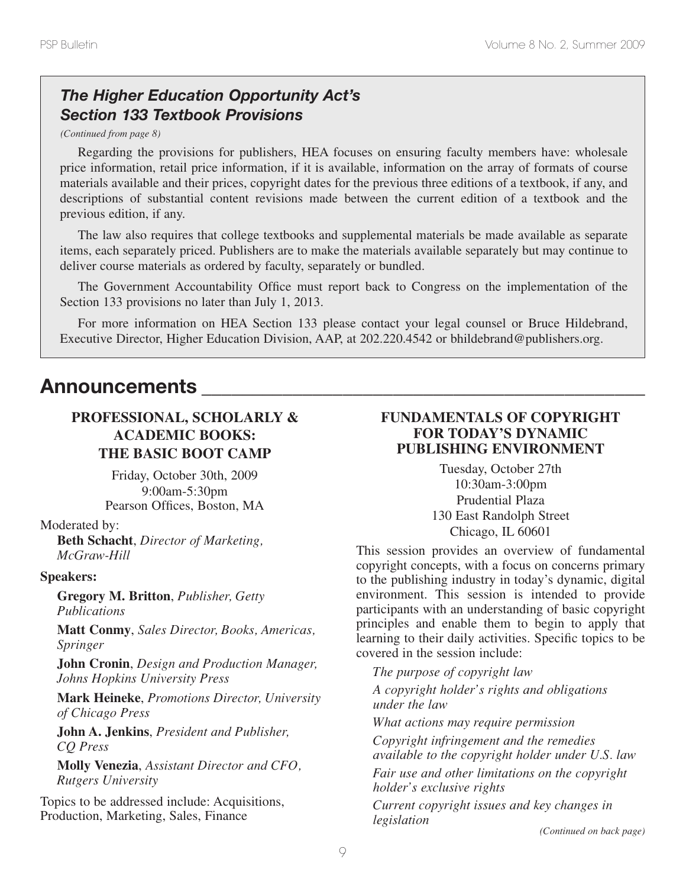## *The Higher Education Opportunity Act's Section 133 Textbook Provisions*

*(Continued from page 8)*

Regarding the provisions for publishers, HEA focuses on ensuring faculty members have: wholesale price information, retail price information, if it is available, information on the array of formats of course materials available and their prices, copyright dates for the previous three editions of a textbook, if any, and descriptions of substantial content revisions made between the current edition of a textbook and the previous edition, if any.

The law also requires that college textbooks and supplemental materials be made available as separate items, each separately priced. Publishers are to make the materials available separately but may continue to deliver course materials as ordered by faculty, separately or bundled.

The Government Accountability Office must report back to Congress on the implementation of the Section 133 provisions no later than July 1, 2013.

For more information on HEA Section 133 please contact your legal counsel or Bruce Hildebrand, Executive Director, Higher Education Division, AAP, at 202.220.4542 or bhildebrand@publishers.org.

# Announcements

### PROFESSIONAL, SCHOLARLY & ACADEMIC BOOKS: THE BASIC BOOT CAMP

Friday, October 30th, 2009
9:00am-5:30pm
Pearson Offices, Boston, MA

Moderated by:

**Beth Schacht**, *Director of Marketing, McGraw-Hill*

**Speakers:**

**Gregory M. Britton**, *Publisher, Getty Publications*

**Matt Conmy**, *Sales Director, Books, Americas, Springer*

**John Cronin**, *Design and Production Manager, Johns Hopkins University Press*

**Mark Heineke**, *Promotions Director, University of Chicago Press*

**John A. Jenkins**, *President and Publisher, CQ Press*

**Molly Venezia**, *Assistant Director and CFO, Rutgers University*

Topics to be addressed include: Acquisitions, Production, Marketing, Sales, Finance

### FUNDAMENTALS OF COPYRIGHT FOR TODAY'S DYNAMIC PUBLISHING ENVIRONMENT

Tuesday, October 27th
10:30am-3:00pm
Prudential Plaza
130 East Randolph Street
Chicago, IL 60601

This session provides an overview of fundamental copyright concepts, with a focus on concerns primary to the publishing industry in today's dynamic, digital environment. This session is intended to provide participants with an understanding of basic copyright principles and enable them to begin to apply that learning to their daily activities. Specific topics to be covered in the session include:

*The purpose of copyright law*

*A copyright holder's rights and obligations under the law*

*What actions may require permission*

*Copyright infringement and the remedies available to the copyright holder under U.S. law*

*Fair use and other limitations on the copyright holder's exclusive rights*

*Current copyright issues and key changes in legislation*

*(Continued on back page)*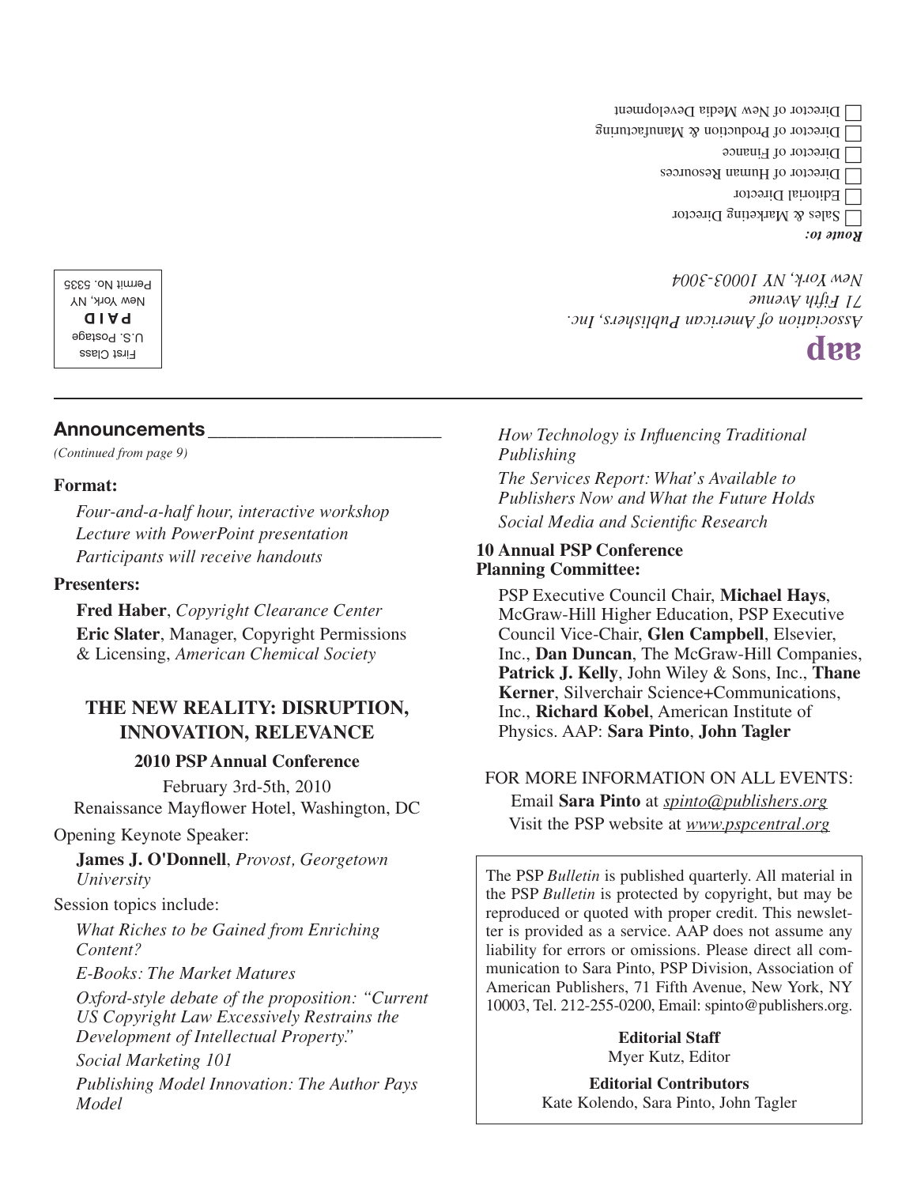aap

*Association of American Publishers, Inc.*
*71 Fifth Avenue*
*New York, NY 10003-3004*

***Route to:***

- ☐ Sales & Marketing Director
- ☐ Editorial Director
- ☐ Director of Human Resources
- ☐ Director of Finance
- ☐ Director of Production & Manufacturing
- ☐ Director of New Media Development

First Class
U.S. Postage
**PAID**
New York, NY
Permit No. 5335

## Announcements

*(Continued from page 9)*

**Format:**

*Four-and-a-half hour, interactive workshop*
*Lecture with PowerPoint presentation*
*Participants will receive handouts*

**Presenters:**

**Fred Haber**, *Copyright Clearance Center*
**Eric Slater**, Manager, Copyright Permissions & Licensing, *American Chemical Society*

### THE NEW REALITY: DISRUPTION, INNOVATION, RELEVANCE

**2010 PSP Annual Conference**

February 3rd-5th, 2010
Renaissance Mayflower Hotel, Washington, DC

Opening Keynote Speaker:

**James J. O'Donnell**, *Provost, Georgetown University*

Session topics include:

*What Riches to be Gained from Enriching Content?*

*E-Books: The Market Matures*

*Oxford-style debate of the proposition: "Current US Copyright Law Excessively Restrains the Development of Intellectual Property."*

*Social Marketing 101*

*Publishing Model Innovation: The Author Pays Model*

*How Technology is Influencing Traditional Publishing*

*The Services Report: What's Available to Publishers Now and What the Future Holds*

*Social Media and Scientific Research*

**10 Annual PSP Conference Planning Committee:**

PSP Executive Council Chair, **Michael Hays**, McGraw-Hill Higher Education, PSP Executive Council Vice-Chair, **Glen Campbell**, Elsevier, Inc., **Dan Duncan**, The McGraw-Hill Companies, **Patrick J. Kelly**, John Wiley & Sons, Inc., **Thane Kerner**, Silverchair Science+Communications, Inc., **Richard Kobel**, American Institute of Physics. AAP: **Sara Pinto**, **John Tagler**

FOR MORE INFORMATION ON ALL EVENTS:
Email **Sara Pinto** at *spinto@publishers.org*
Visit the PSP website at *www.pspcentral.org*

The PSP *Bulletin* is published quarterly. All material in the PSP *Bulletin* is protected by copyright, but may be reproduced or quoted with proper credit. This newsletter is provided as a service. AAP does not assume any liability for errors or omissions. Please direct all communication to Sara Pinto, PSP Division, Association of American Publishers, 71 Fifth Avenue, New York, NY 10003, Tel. 212-255-0200, Email: spinto@publishers.org.

**Editorial Staff**
Myer Kutz, Editor

**Editorial Contributors**
Kate Kolendo, Sara Pinto, John Tagler